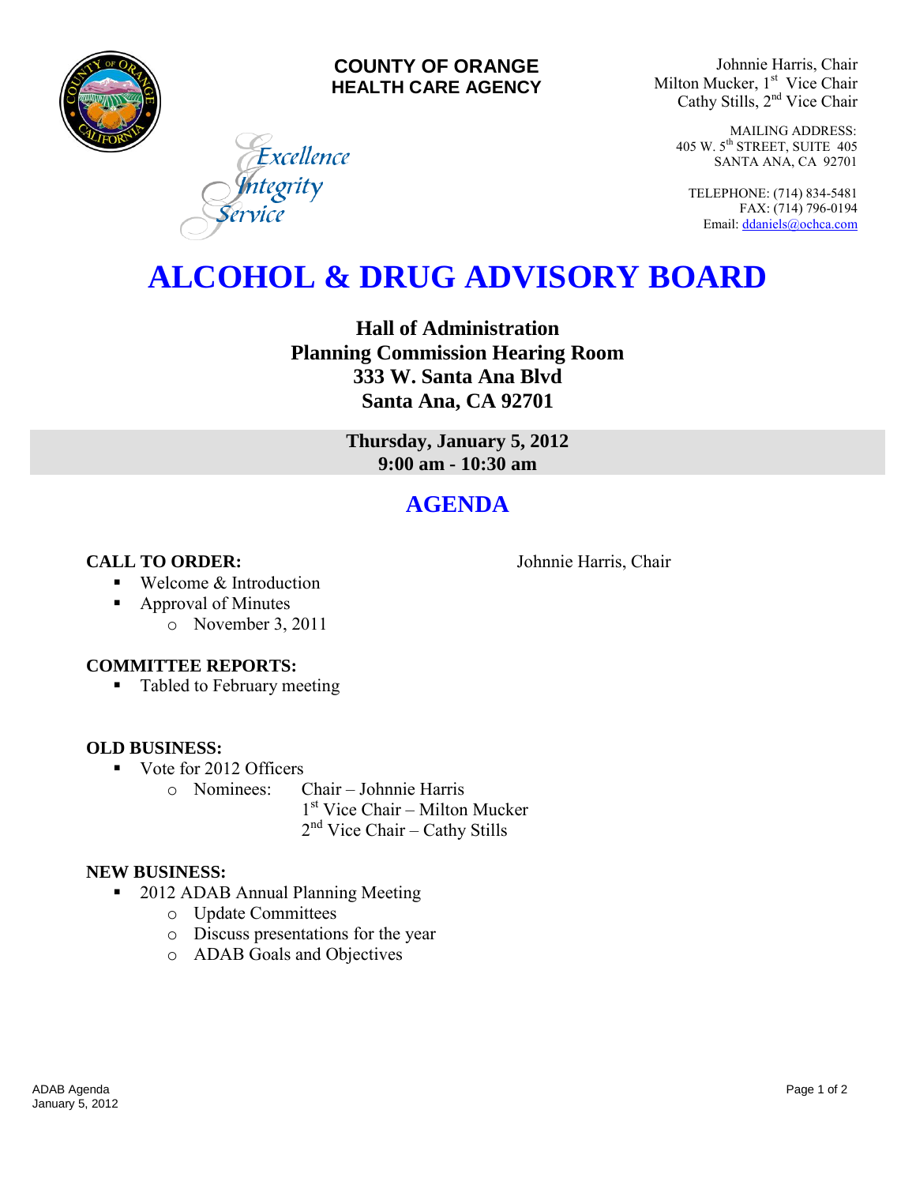**COUNTY OF ORANGE**
**HEALTH CARE AGENCY**

*Excellence*
*Integrity*
*Service*

Johnnie Harris, Chair
Milton Mucker, 1st Vice Chair
Cathy Stills, 2nd Vice Chair

MAILING ADDRESS:
405 W. 5th STREET, SUITE 405
SANTA ANA, CA 92701

TELEPHONE: (714) 834-5481
FAX: (714) 796-0194
Email: ddaniels@ochca.com

# ALCOHOL & DRUG ADVISORY BOARD

**Hall of Administration**
**Planning Commission Hearing Room**
**333 W. Santa Ana Blvd**
**Santa Ana, CA 92701**

**Thursday, January 5, 2012**
**9:00 am - 10:30 am**

## AGENDA

**CALL TO ORDER:** Johnnie Harris, Chair

- Welcome & Introduction
- Approval of Minutes
  - November 3, 2011

**COMMITTEE REPORTS:**

- Tabled to February meeting

**OLD BUSINESS:**

- Vote for 2012 Officers
  - Nominees: Chair – Johnnie Harris
    1st Vice Chair – Milton Mucker
    2nd Vice Chair – Cathy Stills

**NEW BUSINESS:**

- 2012 ADAB Annual Planning Meeting
  - Update Committees
  - Discuss presentations for the year
  - ADAB Goals and Objectives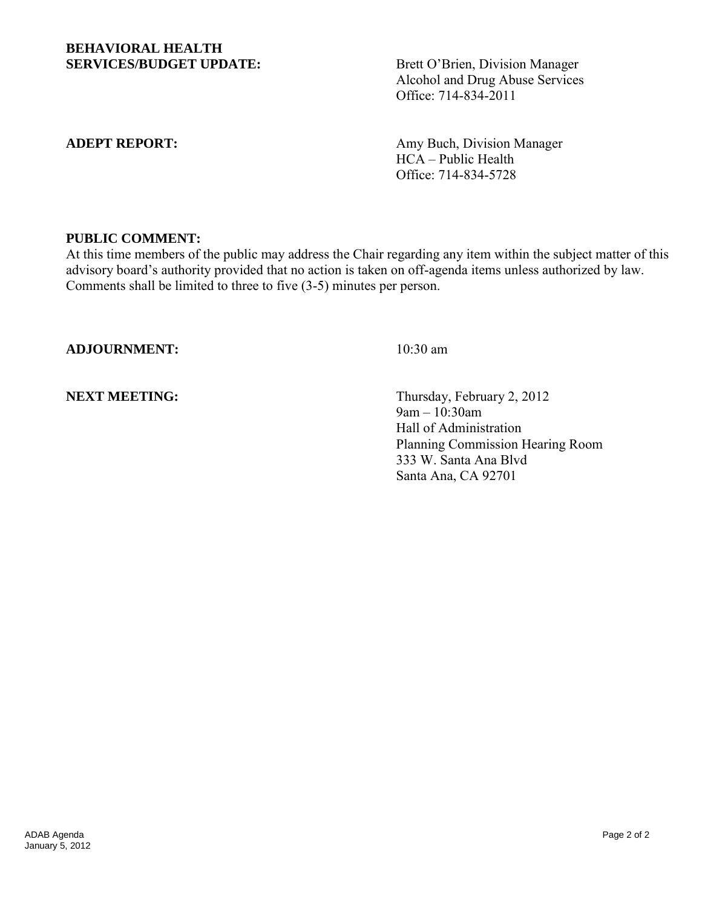**BEHAVIORAL HEALTH SERVICES/BUDGET UPDATE:**

Brett O'Brien, Division Manager
Alcohol and Drug Abuse Services
Office: 714-834-2011

**ADEPT REPORT:**

Amy Buch, Division Manager
HCA – Public Health
Office: 714-834-5728

**PUBLIC COMMENT:**
At this time members of the public may address the Chair regarding any item within the subject matter of this advisory board's authority provided that no action is taken on off-agenda items unless authorized by law. Comments shall be limited to three to five (3-5) minutes per person.

**ADJOURNMENT:** 10:30 am

**NEXT MEETING:**

Thursday, February 2, 2012
9am – 10:30am
Hall of Administration
Planning Commission Hearing Room
333 W. Santa Ana Blvd
Santa Ana, CA 92701